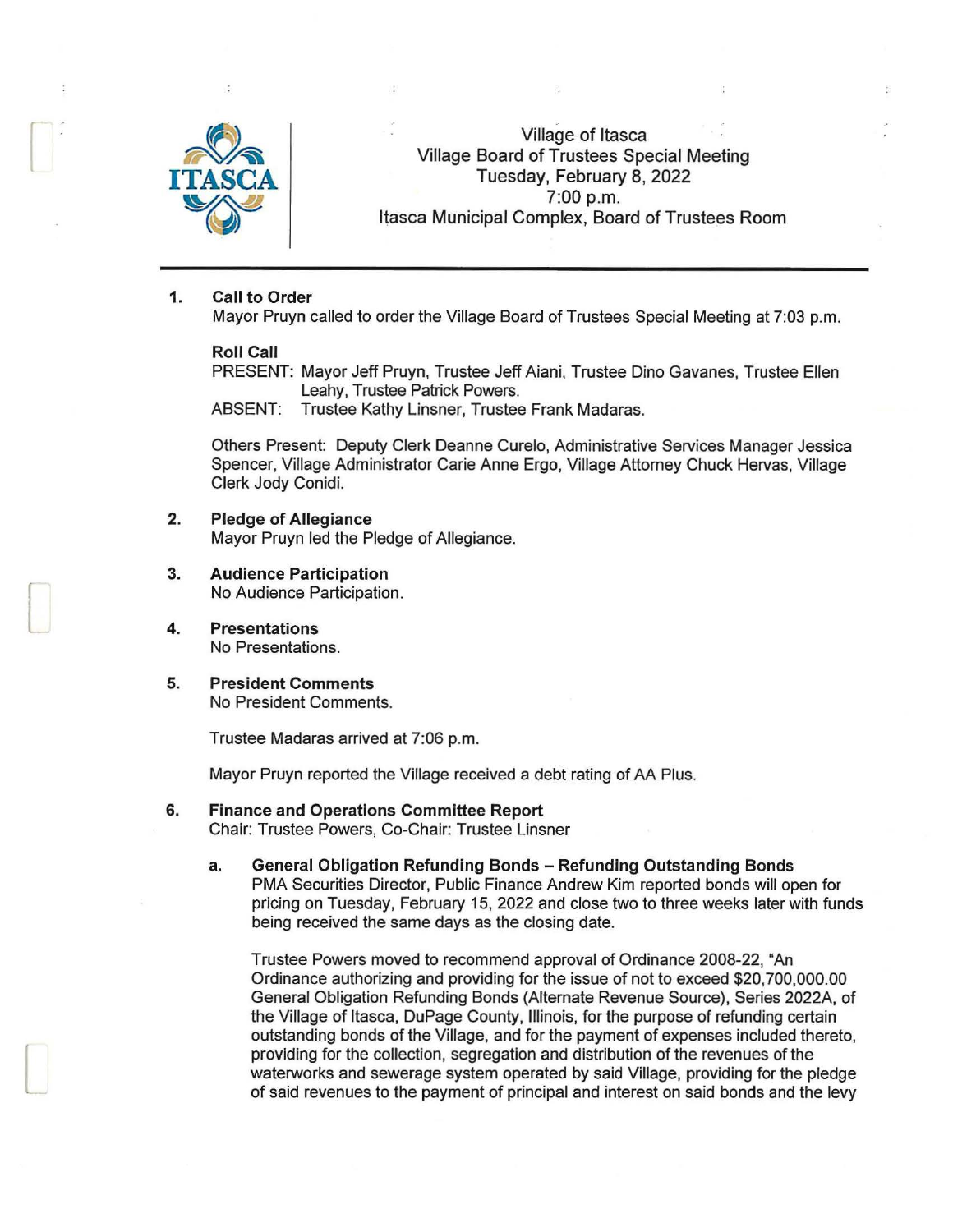Village of Itasca
Village Board of Trustees Special Meeting
Tuesday, February 8, 2022
7:00 p.m.
Itasca Municipal Complex, Board of Trustees Room

---

**1. Call to Order**
Mayor Pruyn called to order the Village Board of Trustees Special Meeting at 7:03 p.m.

**Roll Call**
PRESENT: Mayor Jeff Pruyn, Trustee Jeff Aiani, Trustee Dino Gavanes, Trustee Ellen Leahy, Trustee Patrick Powers.
ABSENT: Trustee Kathy Linsner, Trustee Frank Madaras.

Others Present: Deputy Clerk Deanne Curelo, Administrative Services Manager Jessica Spencer, Village Administrator Carie Anne Ergo, Village Attorney Chuck Hervas, Village Clerk Jody Conidi.

**2. Pledge of Allegiance**
Mayor Pruyn led the Pledge of Allegiance.

**3. Audience Participation**
No Audience Participation.

**4. Presentations**
No Presentations.

**5. President Comments**
No President Comments.

Trustee Madaras arrived at 7:06 p.m.

Mayor Pruyn reported the Village received a debt rating of AA Plus.

**6. Finance and Operations Committee Report**
Chair: Trustee Powers, Co-Chair: Trustee Linsner

**a. General Obligation Refunding Bonds – Refunding Outstanding Bonds**
PMA Securities Director, Public Finance Andrew Kim reported bonds will open for pricing on Tuesday, February 15, 2022 and close two to three weeks later with funds being received the same days as the closing date.

Trustee Powers moved to recommend approval of Ordinance 2008-22, "An Ordinance authorizing and providing for the issue of not to exceed $20,700,000.00 General Obligation Refunding Bonds (Alternate Revenue Source), Series 2022A, of the Village of Itasca, DuPage County, Illinois, for the purpose of refunding certain outstanding bonds of the Village, and for the payment of expenses included thereto, providing for the collection, segregation and distribution of the revenues of the waterworks and sewerage system operated by said Village, providing for the pledge of said revenues to the payment of principal and interest on said bonds and the levy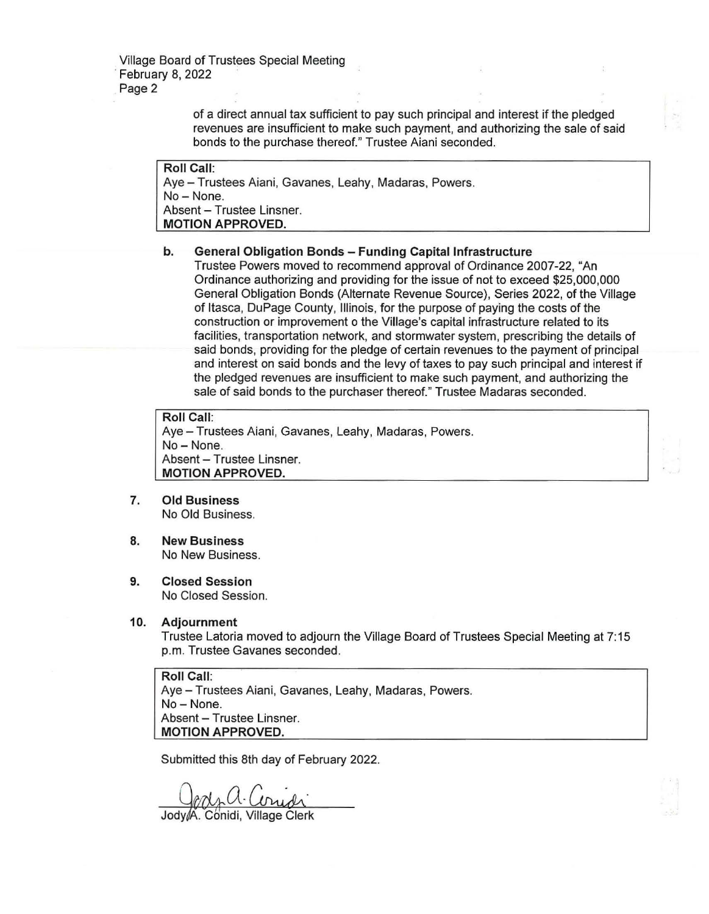of a direct annual tax sufficient to pay such principal and interest if the pledged revenues are insufficient to make such payment, and authorizing the sale of said bonds to the purchase thereof." Trustee Aiani seconded.

**Roll Call:**
Aye – Trustees Aiani, Gavanes, Leahy, Madaras, Powers.
No – None.
Absent – Trustee Linsner.
**MOTION APPROVED.**

**b. General Obligation Bonds – Funding Capital Infrastructure**

Trustee Powers moved to recommend approval of Ordinance 2007-22, "An Ordinance authorizing and providing for the issue of not to exceed $25,000,000 General Obligation Bonds (Alternate Revenue Source), Series 2022, of the Village of Itasca, DuPage County, Illinois, for the purpose of paying the costs of the construction or improvement o the Village's capital infrastructure related to its facilities, transportation network, and stormwater system, prescribing the details of said bonds, providing for the pledge of certain revenues to the payment of principal and interest on said bonds and the levy of taxes to pay such principal and interest if the pledged revenues are insufficient to make such payment, and authorizing the sale of said bonds to the purchaser thereof." Trustee Madaras seconded.

**Roll Call:**
Aye – Trustees Aiani, Gavanes, Leahy, Madaras, Powers.
No – None.
Absent – Trustee Linsner.
**MOTION APPROVED.**

**7. Old Business**

No Old Business.

**8. New Business**

No New Business.

**9. Closed Session**

No Closed Session.

**10. Adjournment**

Trustee Latoria moved to adjourn the Village Board of Trustees Special Meeting at 7:15 p.m. Trustee Gavanes seconded.

**Roll Call:**
Aye – Trustees Aiani, Gavanes, Leahy, Madaras, Powers.
No – None.
Absent – Trustee Linsner.
**MOTION APPROVED.**

Submitted this 8th day of February 2022.

Jody A. Conidi, Village Clerk